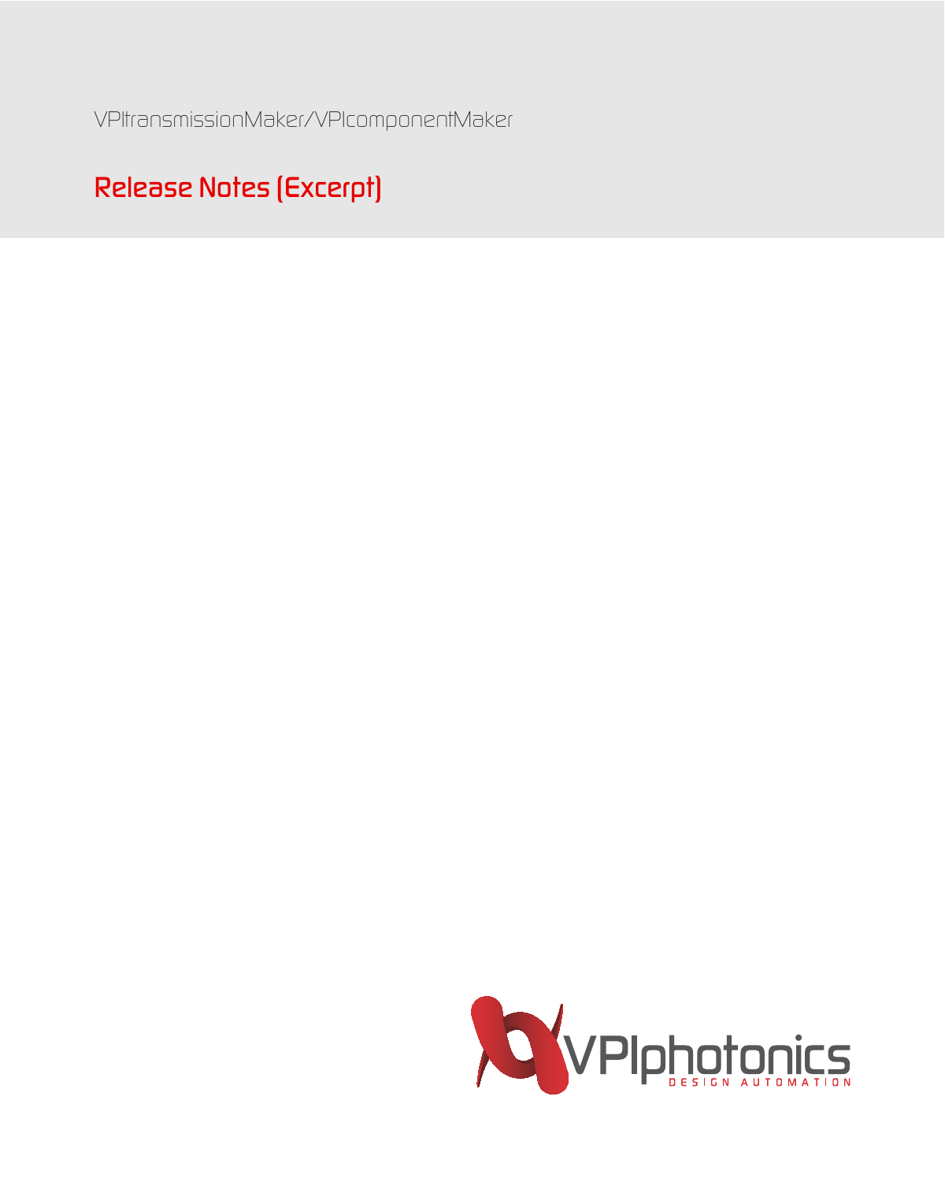VPItransmissionMaker/VPIcomponentMaker

# Release Notes (Excerpt)

VPIphotonics

DESIGN AUTOMATION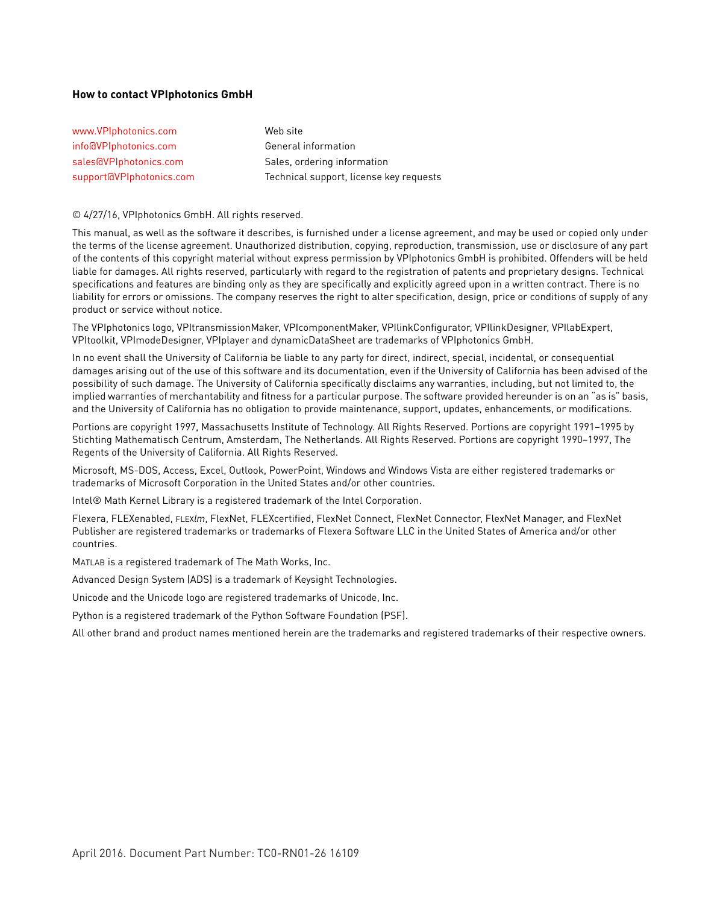**How to contact VPIphotonics GmbH**

| | |
|---|---|
| www.VPIphotonics.com | Web site |
| info@VPIphotonics.com | General information |
| sales@VPIphotonics.com | Sales, ordering information |
| support@VPIphotonics.com | Technical support, license key requests |

© 4/27/16, VPIphotonics GmbH. All rights reserved.

This manual, as well as the software it describes, is furnished under a license agreement, and may be used or copied only under the terms of the license agreement. Unauthorized distribution, copying, reproduction, transmission, use or disclosure of any part of the contents of this copyright material without express permission by VPIphotonics GmbH is prohibited. Offenders will be held liable for damages. All rights reserved, particularly with regard to the registration of patents and proprietary designs. Technical specifications and features are binding only as they are specifically and explicitly agreed upon in a written contract. There is no liability for errors or omissions. The company reserves the right to alter specification, design, price or conditions of supply of any product or service without notice.

The VPIphotonics logo, VPItransmissionMaker, VPIcomponentMaker, VPIlinkConfigurator, VPIlinkDesigner, VPIlabExpert, VPItoolkit, VPImodeDesigner, VPIplayer and dynamicDataSheet are trademarks of VPIphotonics GmbH.

In no event shall the University of California be liable to any party for direct, indirect, special, incidental, or consequential damages arising out of the use of this software and its documentation, even if the University of California has been advised of the possibility of such damage. The University of California specifically disclaims any warranties, including, but not limited to, the implied warranties of merchantability and fitness for a particular purpose. The software provided hereunder is on an "as is" basis, and the University of California has no obligation to provide maintenance, support, updates, enhancements, or modifications.

Portions are copyright 1997, Massachusetts Institute of Technology. All Rights Reserved. Portions are copyright 1991–1995 by Stichting Mathematisch Centrum, Amsterdam, The Netherlands. All Rights Reserved. Portions are copyright 1990–1997, The Regents of the University of California. All Rights Reserved.

Microsoft, MS-DOS, Access, Excel, Outlook, PowerPoint, Windows and Windows Vista are either registered trademarks or trademarks of Microsoft Corporation in the United States and/or other countries.

Intel® Math Kernel Library is a registered trademark of the Intel Corporation.

Flexera, FLEXenabled, FLEX*lm*, FlexNet, FLEXcertified, FlexNet Connect, FlexNet Connector, FlexNet Manager, and FlexNet Publisher are registered trademarks or trademarks of Flexera Software LLC in the United States of America and/or other countries.

MATLAB is a registered trademark of The Math Works, Inc.

Advanced Design System (ADS) is a trademark of Keysight Technologies.

Unicode and the Unicode logo are registered trademarks of Unicode, Inc.

Python is a registered trademark of the Python Software Foundation (PSF).

All other brand and product names mentioned herein are the trademarks and registered trademarks of their respective owners.

April 2016. Document Part Number: TC0-RN01-26 16109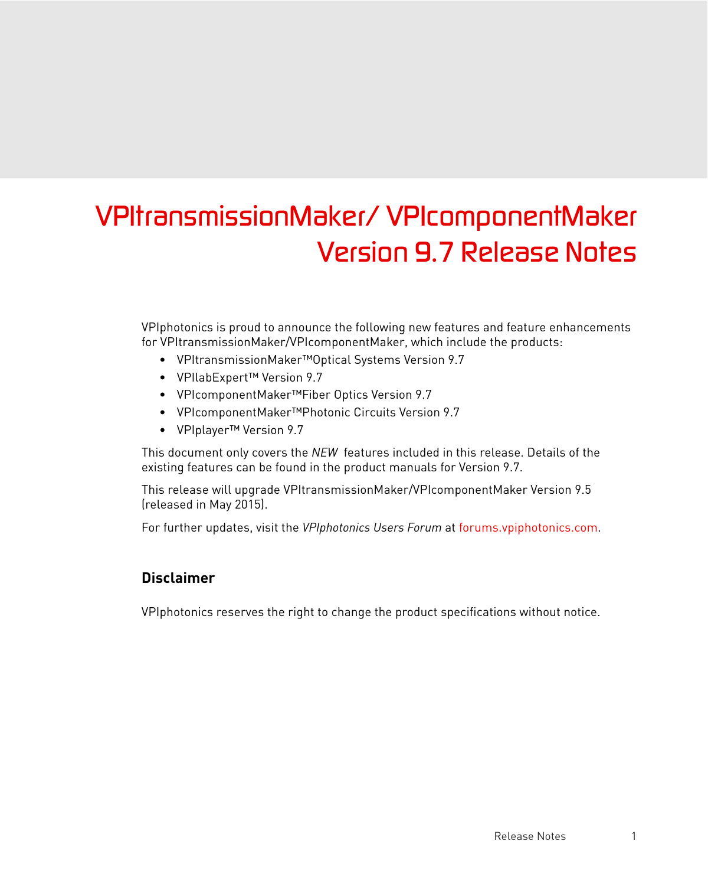# VPItransmissionMaker/ VPIcomponentMaker Version 9.7 Release Notes

VPIphotonics is proud to announce the following new features and feature enhancements for VPItransmissionMaker/VPIcomponentMaker, which include the products:

- VPItransmissionMaker™Optical Systems Version 9.7
- VPIlabExpert™ Version 9.7
- VPIcomponentMaker™Fiber Optics Version 9.7
- VPIcomponentMaker™Photonic Circuits Version 9.7
- VPIplayer™ Version 9.7

This document only covers the *NEW* features included in this release. Details of the existing features can be found in the product manuals for Version 9.7.

This release will upgrade VPItransmissionMaker/VPIcomponentMaker Version 9.5 (released in May 2015).

For further updates, visit the *VPIphotonics Users Forum* at forums.vpiphotonics.com.

## Disclaimer

VPIphotonics reserves the right to change the product specifications without notice.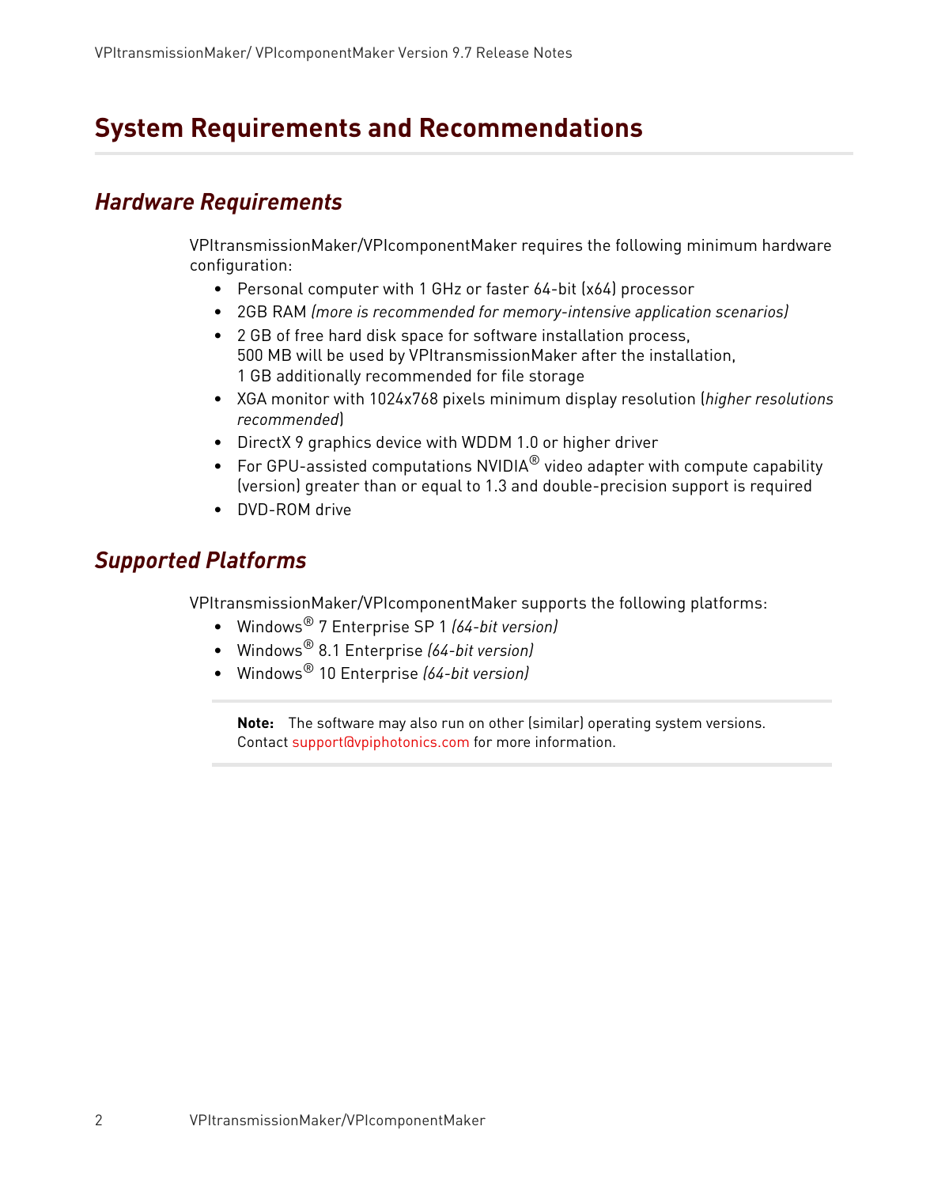# System Requirements and Recommendations

## Hardware Requirements

VPItransmissionMaker/VPIcomponentMaker requires the following minimum hardware configuration:

- Personal computer with 1 GHz or faster 64-bit (x64) processor
- 2GB RAM *(more is recommended for memory-intensive application scenarios)*
- 2 GB of free hard disk space for software installation process,
  500 MB will be used by VPItransmissionMaker after the installation,
  1 GB additionally recommended for file storage
- XGA monitor with 1024x768 pixels minimum display resolution (*higher resolutions recommended*)
- DirectX 9 graphics device with WDDM 1.0 or higher driver
- For GPU-assisted computations NVIDIA® video adapter with compute capability (version) greater than or equal to 1.3 and double-precision support is required
- DVD-ROM drive

## Supported Platforms

VPItransmissionMaker/VPIcomponentMaker supports the following platforms:

- Windows® 7 Enterprise SP 1 *(64-bit version)*
- Windows® 8.1 Enterprise *(64-bit version)*
- Windows® 10 Enterprise *(64-bit version)*

> **Note:** The software may also run on other (similar) operating system versions. Contact support@vpiphotonics.com for more information.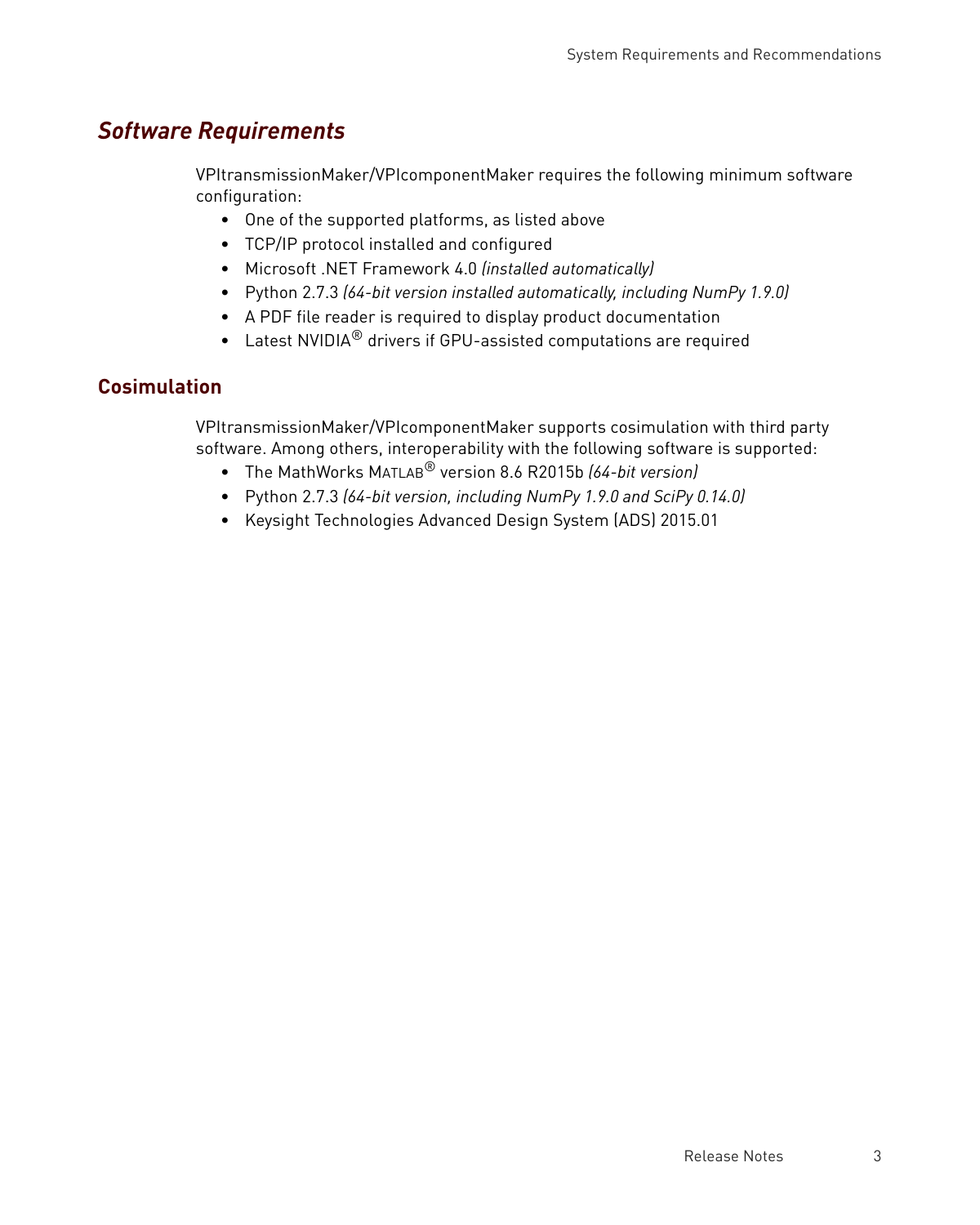## *Software Requirements*

VPItransmissionMaker/VPIcomponentMaker requires the following minimum software configuration:

- One of the supported platforms, as listed above
- TCP/IP protocol installed and configured
- Microsoft .NET Framework 4.0 *(installed automatically)*
- Python 2.7.3 *(64-bit version installed automatically, including NumPy 1.9.0)*
- A PDF file reader is required to display product documentation
- Latest NVIDIA® drivers if GPU-assisted computations are required

### Cosimulation

VPItransmissionMaker/VPIcomponentMaker supports cosimulation with third party software. Among others, interoperability with the following software is supported:

- The MathWorks MATLAB® version 8.6 R2015b *(64-bit version)*
- Python 2.7.3 *(64-bit version, including NumPy 1.9.0 and SciPy 0.14.0)*
- Keysight Technologies Advanced Design System (ADS) 2015.01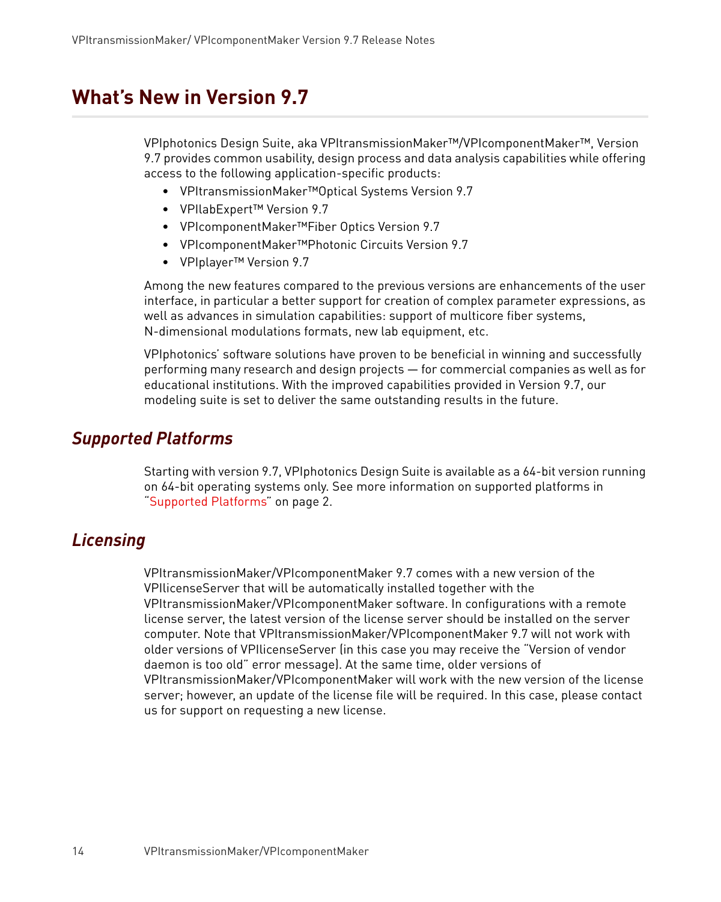# What's New in Version 9.7

VPIphotonics Design Suite, aka VPItransmissionMaker™/VPIcomponentMaker™, Version 9.7 provides common usability, design process and data analysis capabilities while offering access to the following application-specific products:

- VPItransmissionMaker™Optical Systems Version 9.7
- VPIlabExpert™ Version 9.7
- VPIcomponentMaker™Fiber Optics Version 9.7
- VPIcomponentMaker™Photonic Circuits Version 9.7
- VPIplayer™ Version 9.7

Among the new features compared to the previous versions are enhancements of the user interface, in particular a better support for creation of complex parameter expressions, as well as advances in simulation capabilities: support of multicore fiber systems, N-dimensional modulations formats, new lab equipment, etc.

VPIphotonics' software solutions have proven to be beneficial in winning and successfully performing many research and design projects — for commercial companies as well as for educational institutions. With the improved capabilities provided in Version 9.7, our modeling suite is set to deliver the same outstanding results in the future.

## *Supported Platforms*

Starting with version 9.7, VPIphotonics Design Suite is available as a 64-bit version running on 64-bit operating systems only. See more information on supported platforms in "Supported Platforms" on page 2.

## *Licensing*

VPItransmissionMaker/VPIcomponentMaker 9.7 comes with a new version of the VPIlicenseServer that will be automatically installed together with the VPItransmissionMaker/VPIcomponentMaker software. In configurations with a remote license server, the latest version of the license server should be installed on the server computer. Note that VPItransmissionMaker/VPIcomponentMaker 9.7 will not work with older versions of VPIlicenseServer (in this case you may receive the "Version of vendor daemon is too old" error message). At the same time, older versions of VPItransmissionMaker/VPIcomponentMaker will work with the new version of the license server; however, an update of the license file will be required. In this case, please contact us for support on requesting a new license.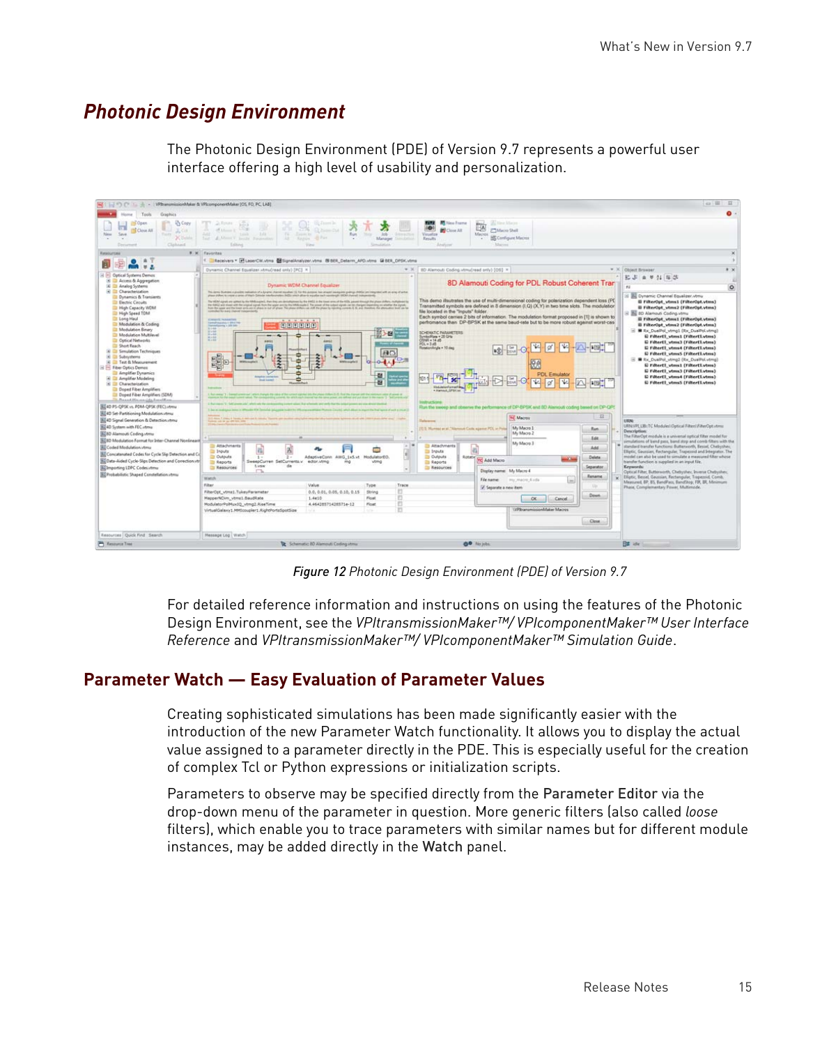## *Photonic Design Environment*

The Photonic Design Environment (PDE) of Version 9.7 represents a powerful user interface offering a high level of usability and personalization.

*Figure 12 Photonic Design Environment (PDE) of Version 9.7*

For detailed reference information and instructions on using the features of the Photonic Design Environment, see the *VPItransmissionMaker™/ VPIcomponentMaker™ User Interface Reference* and *VPItransmissionMaker™/ VPIcomponentMaker™ Simulation Guide*.

### Parameter Watch — Easy Evaluation of Parameter Values

Creating sophisticated simulations has been made significantly easier with the introduction of the new Parameter Watch functionality. It allows you to display the actual value assigned to a parameter directly in the PDE. This is especially useful for the creation of complex Tcl or Python expressions or initialization scripts.

Parameters to observe may be specified directly from the **Parameter Editor** via the drop-down menu of the parameter in question. More generic filters (also called *loose* filters), which enable you to trace parameters with similar names but for different module instances, may be added directly in the **Watch** panel.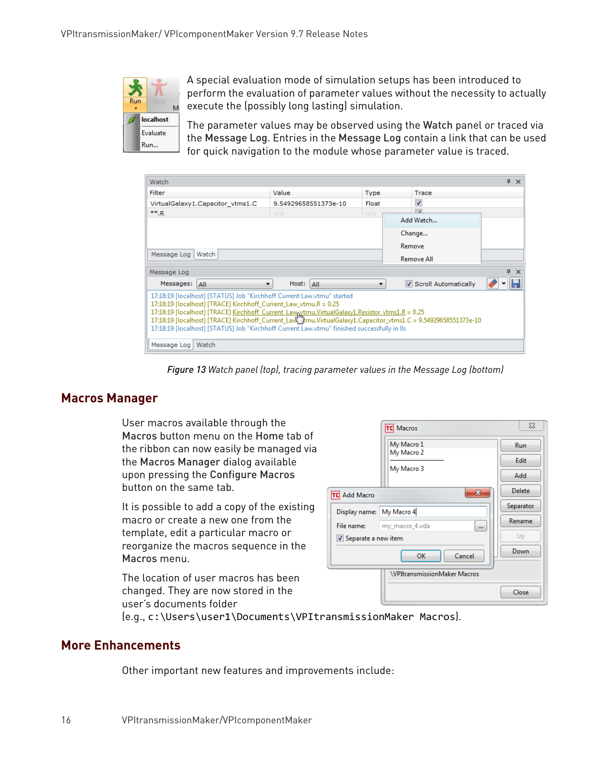A special evaluation mode of simulation setups has been introduced to perform the evaluation of parameter values without the necessity to actually execute the (possibly long lasting) simulation.

The parameter values may be observed using the **Watch** panel or traced via the **Message Log**. Entries in the **Message Log** contain a link that can be used for quick navigation to the module whose parameter value is traced.

*Figure 13* *Watch panel (top), tracing parameter values in the Message Log (bottom)*

## Macros Manager

User macros available through the **Macros** button menu on the **Home** tab of the ribbon can now easily be managed via the **Macros Manager** dialog available upon pressing the **Configure Macros** button on the same tab.

It is possible to add a copy of the existing macro or create a new one from the template, edit a particular macro or reorganize the macros sequence in the **Macros** menu.

The location of user macros has been changed. They are now stored in the user's documents folder (e.g., `c:\Users\user1\Documents\VPItransmissionMaker Macros`).

## More Enhancements

Other important new features and improvements include: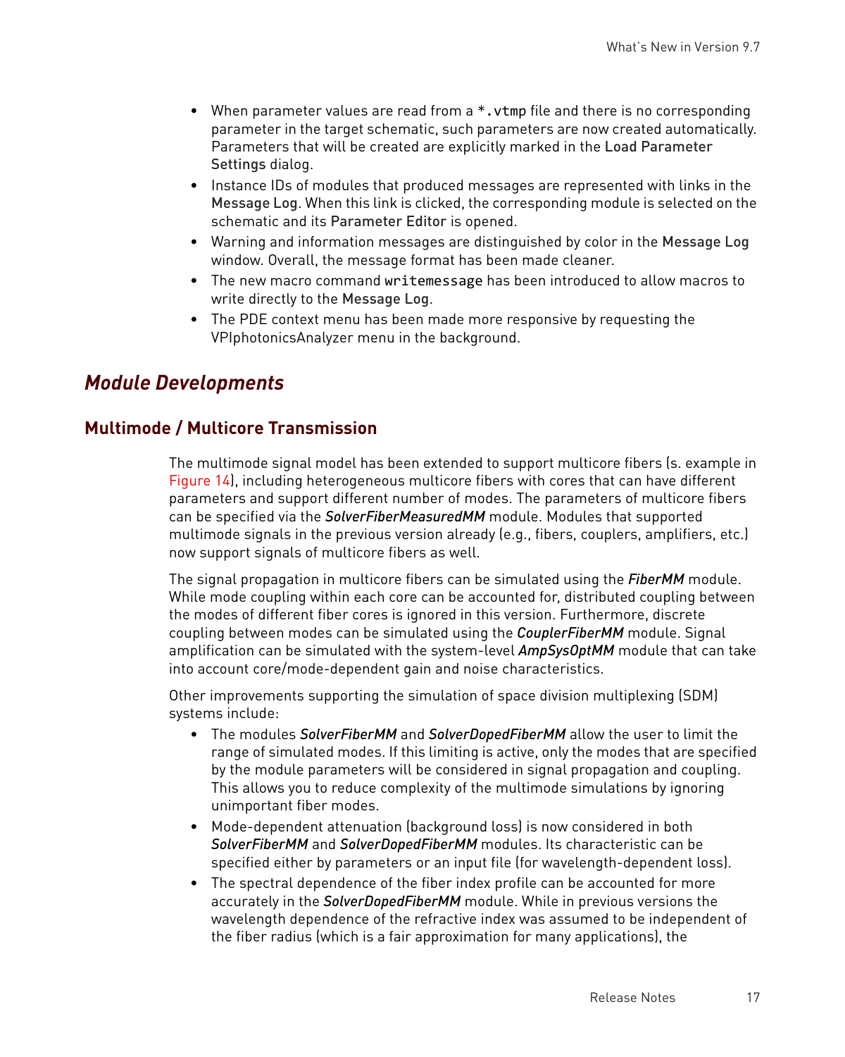- When parameter values are read from a *.vtmp file and there is no corresponding parameter in the target schematic, such parameters are now created automatically. Parameters that will be created are explicitly marked in the Load Parameter Settings dialog.
- Instance IDs of modules that produced messages are represented with links in the Message Log. When this link is clicked, the corresponding module is selected on the schematic and its Parameter Editor is opened.
- Warning and information messages are distinguished by color in the Message Log window. Overall, the message format has been made cleaner.
- The new macro command `writemessage` has been introduced to allow macros to write directly to the Message Log.
- The PDE context menu has been made more responsive by requesting the VPIphotonicsAnalyzer menu in the background.

## *Module Developments*

### Multimode / Multicore Transmission

The multimode signal model has been extended to support multicore fibers (s. example in Figure 14), including heterogeneous multicore fibers with cores that can have different parameters and support different number of modes. The parameters of multicore fibers can be specified via the *SolverFiberMeasuredMM* module. Modules that supported multimode signals in the previous version already (e.g., fibers, couplers, amplifiers, etc.) now support signals of multicore fibers as well.

The signal propagation in multicore fibers can be simulated using the *FiberMM* module. While mode coupling within each core can be accounted for, distributed coupling between the modes of different fiber cores is ignored in this version. Furthermore, discrete coupling between modes can be simulated using the *CouplerFiberMM* module. Signal amplification can be simulated with the system-level *AmpSysOptMM* module that can take into account core/mode-dependent gain and noise characteristics.

Other improvements supporting the simulation of space division multiplexing (SDM) systems include:

- The modules *SolverFiberMM* and *SolverDopedFiberMM* allow the user to limit the range of simulated modes. If this limiting is active, only the modes that are specified by the module parameters will be considered in signal propagation and coupling. This allows you to reduce complexity of the multimode simulations by ignoring unimportant fiber modes.
- Mode-dependent attenuation (background loss) is now considered in both *SolverFiberMM* and *SolverDopedFiberMM* modules. Its characteristic can be specified either by parameters or an input file (for wavelength-dependent loss).
- The spectral dependence of the fiber index profile can be accounted for more accurately in the *SolverDopedFiberMM* module. While in previous versions the wavelength dependence of the refractive index was assumed to be independent of the fiber radius (which is a fair approximation for many applications), the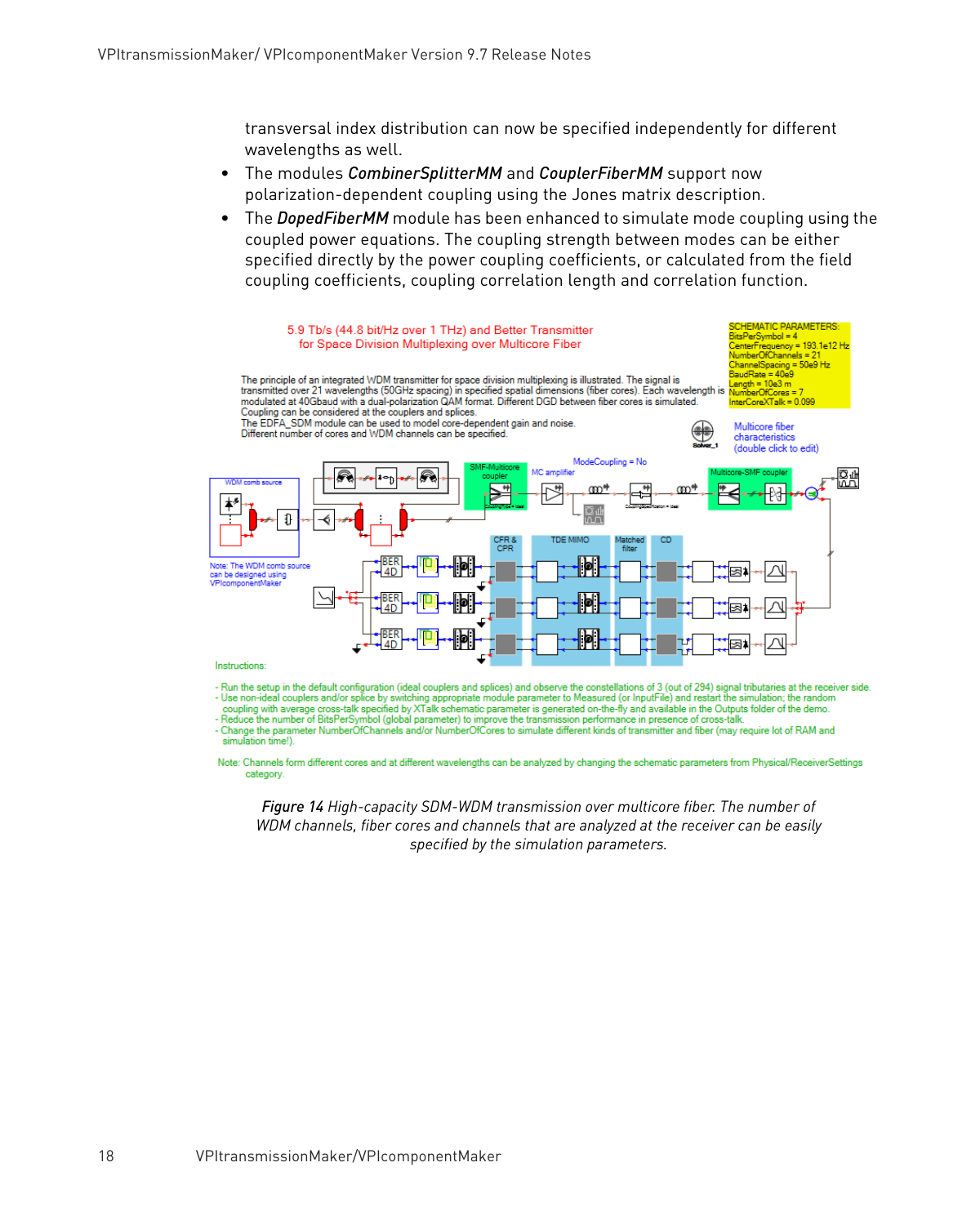transversal index distribution can now be specified independently for different wavelengths as well.

- The modules *CombinerSplitterMM* and *CouplerFiberMM* support now polarization-dependent coupling using the Jones matrix description.
- The *DopedFiberMM* module has been enhanced to simulate mode coupling using the coupled power equations. The coupling strength between modes can be either specified directly by the power coupling coefficients, or calculated from the field coupling coefficients, coupling correlation length and correlation function.

*Figure 14 High-capacity SDM-WDM transmission over multicore fiber. The number of WDM channels, fiber cores and channels that are analyzed at the receiver can be easily specified by the simulation parameters.*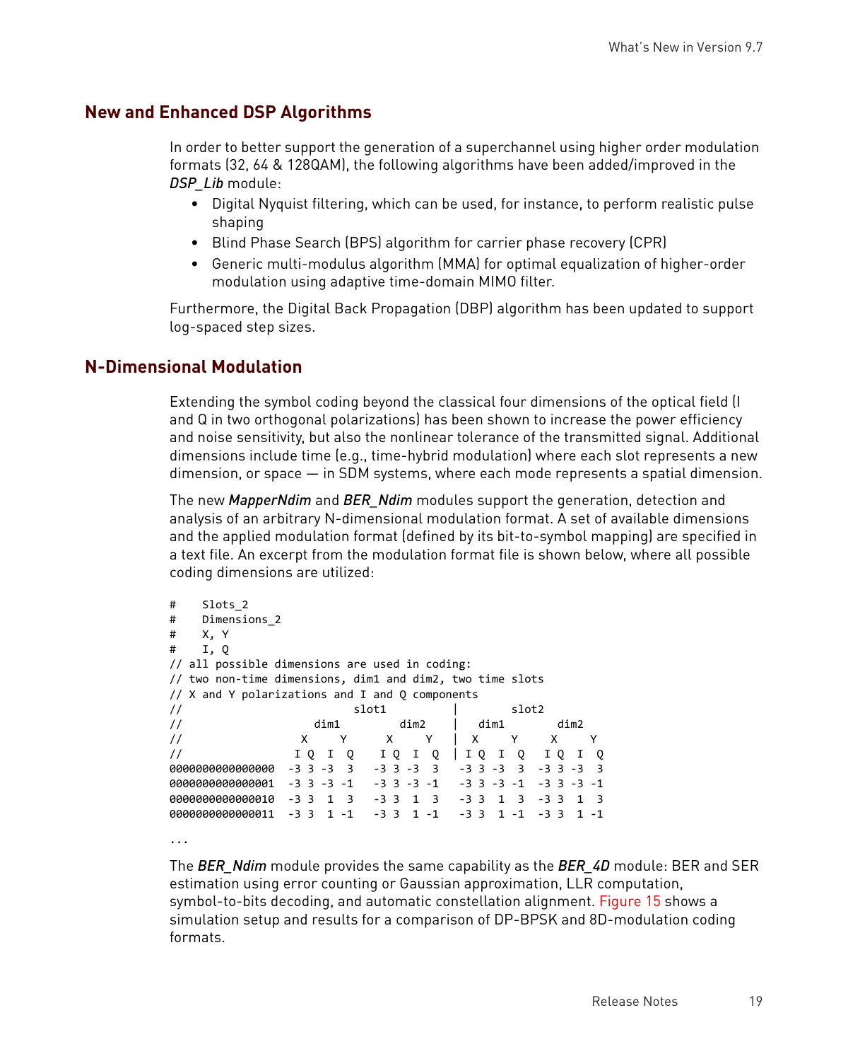## New and Enhanced DSP Algorithms

In order to better support the generation of a superchannel using higher order modulation formats (32, 64 & 128QAM), the following algorithms have been added/improved in the *DSP_Lib* module:

- Digital Nyquist filtering, which can be used, for instance, to perform realistic pulse shaping
- Blind Phase Search (BPS) algorithm for carrier phase recovery (CPR)
- Generic multi-modulus algorithm (MMA) for optimal equalization of higher-order modulation using adaptive time-domain MIMO filter.

Furthermore, the Digital Back Propagation (DBP) algorithm has been updated to support log-spaced step sizes.

## N-Dimensional Modulation

Extending the symbol coding beyond the classical four dimensions of the optical field (I and Q in two orthogonal polarizations) has been shown to increase the power efficiency and noise sensitivity, but also the nonlinear tolerance of the transmitted signal. Additional dimensions include time (e.g., time-hybrid modulation) where each slot represents a new dimension, or space — in SDM systems, where each mode represents a spatial dimension.

The new *MapperNdim* and *BER_Ndim* modules support the generation, detection and analysis of an arbitrary N-dimensional modulation format. A set of available dimensions and the applied modulation format (defined by its bit-to-symbol mapping) are specified in a text file. An excerpt from the modulation format file is shown below, where all possible coding dimensions are utilized:

```
#    Slots_2
#    Dimensions_2
#    X, Y
#    I, Q
// all possible dimensions are used in coding:
// two non-time dimensions, dim1 and dim2, two time slots
// X and Y polarizations and I and Q components
//                       slot1          |        slot2
//                 dim1         dim2    |   dim1        dim2
//              X     Y      X     Y    |  X     Y     X     Y
//             I Q  I  Q    I Q  I  Q   | I Q  I  Q   I Q  I  Q
0000000000000000  -3 3 -3  3   -3 3 -3  3   -3 3 -3  3   -3 3 -3  3
0000000000000001  -3 3 -3 -1   -3 3 -3 -1   -3 3 -3 -1   -3 3 -3 -1
0000000000000010  -3 3  1  3   -3 3  1  3   -3 3  1  3   -3 3  1  3
0000000000000011  -3 3  1 -1   -3 3  1 -1   -3 3  1 -1   -3 3  1 -1
```

...

The *BER_Ndim* module provides the same capability as the *BER_4D* module: BER and SER estimation using error counting or Gaussian approximation, LLR computation, symbol-to-bits decoding, and automatic constellation alignment. Figure 15 shows a simulation setup and results for a comparison of DP-BPSK and 8D-modulation coding formats.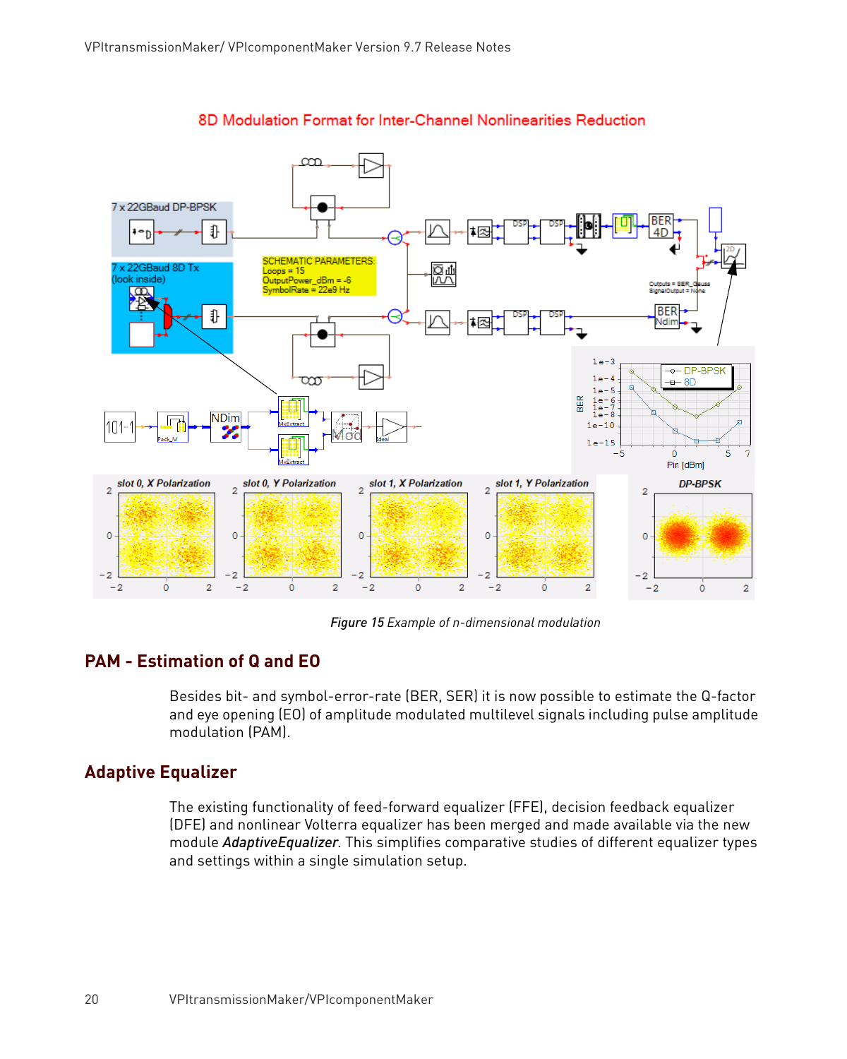Figure 15 Example of n-dimensional modulation

## PAM - Estimation of Q and EO

Besides bit- and symbol-error-rate (BER, SER) it is now possible to estimate the Q-factor and eye opening (EO) of amplitude modulated multilevel signals including pulse amplitude modulation (PAM).

## Adaptive Equalizer

The existing functionality of feed-forward equalizer (FFE), decision feedback equalizer (DFE) and nonlinear Volterra equalizer has been merged and made available via the new module *AdaptiveEqualizer*. This simplifies comparative studies of different equalizer types and settings within a single simulation setup.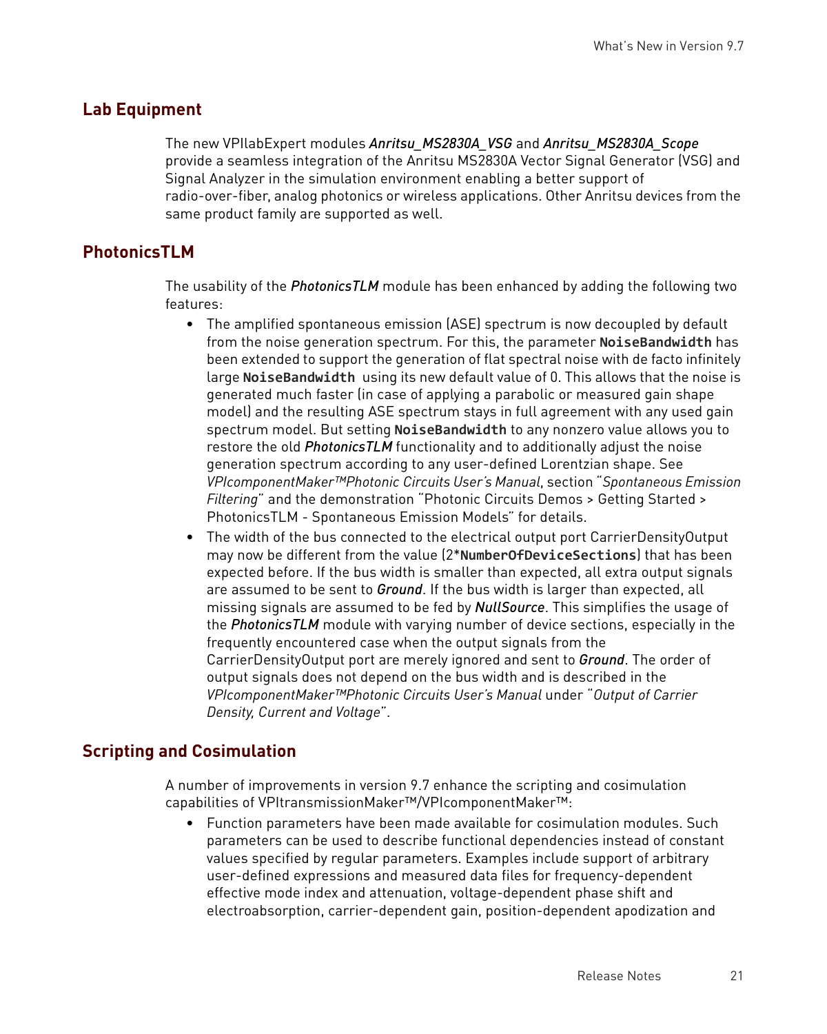## Lab Equipment

The new VPIlabExpert modules *Anritsu_MS2830A_VSG* and *Anritsu_MS2830A_Scope* provide a seamless integration of the Anritsu MS2830A Vector Signal Generator (VSG) and Signal Analyzer in the simulation environment enabling a better support of radio-over-fiber, analog photonics or wireless applications. Other Anritsu devices from the same product family are supported as well.

## PhotonicsTLM

The usability of the *PhotonicsTLM* module has been enhanced by adding the following two features:

- The amplified spontaneous emission (ASE) spectrum is now decoupled by default from the noise generation spectrum. For this, the parameter **NoiseBandwidth** has been extended to support the generation of flat spectral noise with de facto infinitely large **NoiseBandwidth** using its new default value of 0. This allows that the noise is generated much faster (in case of applying a parabolic or measured gain shape model) and the resulting ASE spectrum stays in full agreement with any used gain spectrum model. But setting **NoiseBandwidth** to any nonzero value allows you to restore the old *PhotonicsTLM* functionality and to additionally adjust the noise generation spectrum according to any user-defined Lorentzian shape. See *VPIcomponentMaker™Photonic Circuits User's Manual*, section "*Spontaneous Emission Filtering*" and the demonstration "Photonic Circuits Demos > Getting Started > PhotonicsTLM - Spontaneous Emission Models" for details.
- The width of the bus connected to the electrical output port CarrierDensityOutput may now be different from the value (2***NumberOfDeviceSections**) that has been expected before. If the bus width is smaller than expected, all extra output signals are assumed to be sent to *Ground*. If the bus width is larger than expected, all missing signals are assumed to be fed by *NullSource*. This simplifies the usage of the *PhotonicsTLM* module with varying number of device sections, especially in the frequently encountered case when the output signals from the CarrierDensityOutput port are merely ignored and sent to *Ground*. The order of output signals does not depend on the bus width and is described in the *VPIcomponentMaker™Photonic Circuits User's Manual* under "*Output of Carrier Density, Current and Voltage*".

## Scripting and Cosimulation

A number of improvements in version 9.7 enhance the scripting and cosimulation capabilities of VPItransmissionMaker™/VPIcomponentMaker™:

- Function parameters have been made available for cosimulation modules. Such parameters can be used to describe functional dependencies instead of constant values specified by regular parameters. Examples include support of arbitrary user-defined expressions and measured data files for frequency-dependent effective mode index and attenuation, voltage-dependent phase shift and electroabsorption, carrier-dependent gain, position-dependent apodization and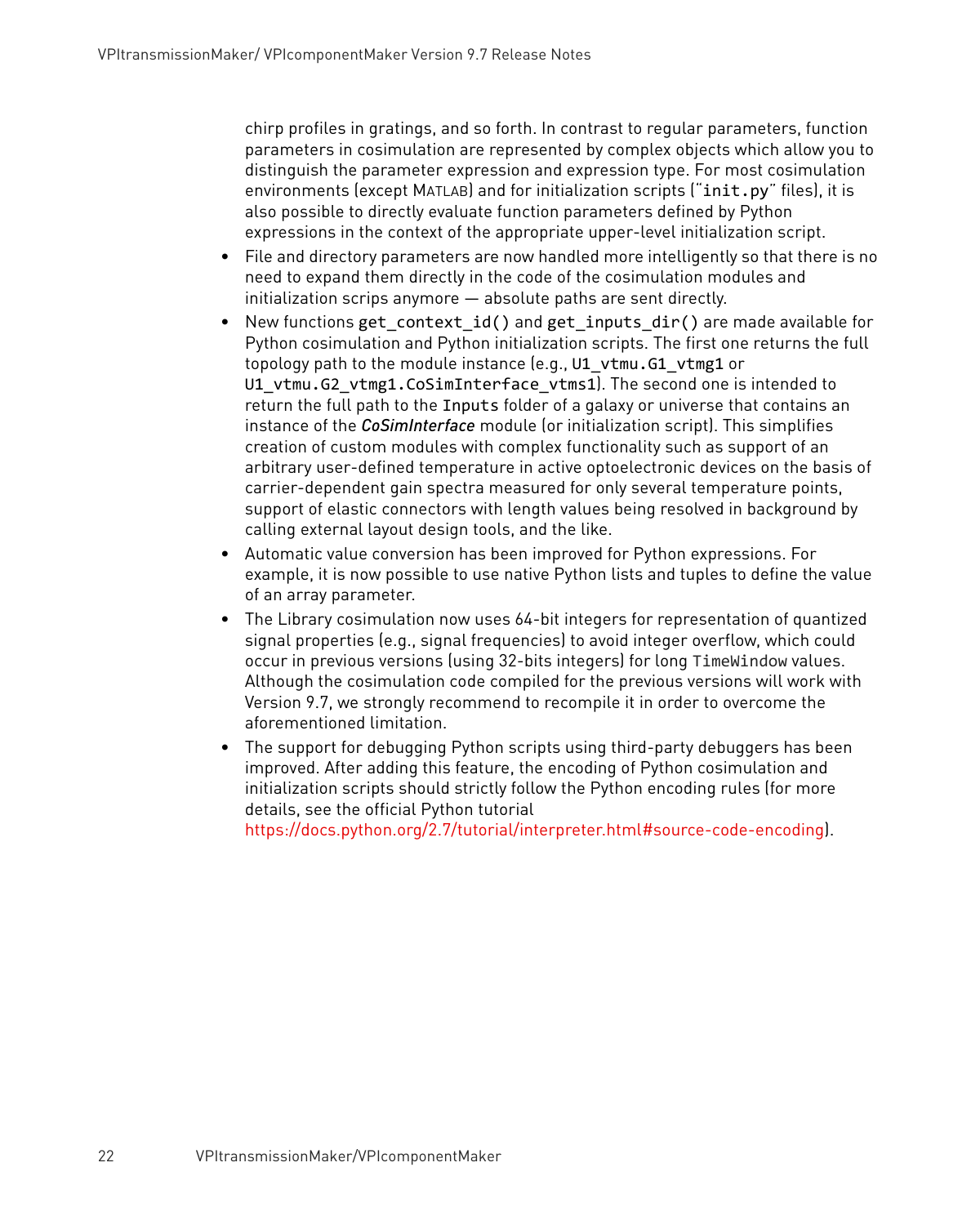chirp profiles in gratings, and so forth. In contrast to regular parameters, function parameters in cosimulation are represented by complex objects which allow you to distinguish the parameter expression and expression type. For most cosimulation environments (except MATLAB) and for initialization scripts ("`init.py`" files), it is also possible to directly evaluate function parameters defined by Python expressions in the context of the appropriate upper-level initialization script.

- File and directory parameters are now handled more intelligently so that there is no need to expand them directly in the code of the cosimulation modules and initialization scrips anymore — absolute paths are sent directly.
- New functions `get_context_id()` and `get_inputs_dir()` are made available for Python cosimulation and Python initialization scripts. The first one returns the full topology path to the module instance (e.g., `U1_vtmu.G1_vtmg1` or `U1_vtmu.G2_vtmg1.CoSimInterface_vtms1`). The second one is intended to return the full path to the `Inputs` folder of a galaxy or universe that contains an instance of the ***CoSimInterface*** module (or initialization script). This simplifies creation of custom modules with complex functionality such as support of an arbitrary user-defined temperature in active optoelectronic devices on the basis of carrier-dependent gain spectra measured for only several temperature points, support of elastic connectors with length values being resolved in background by calling external layout design tools, and the like.
- Automatic value conversion has been improved for Python expressions. For example, it is now possible to use native Python lists and tuples to define the value of an array parameter.
- The Library cosimulation now uses 64-bit integers for representation of quantized signal properties (e.g., signal frequencies) to avoid integer overflow, which could occur in previous versions (using 32-bits integers) for long `TimeWindow` values. Although the cosimulation code compiled for the previous versions will work with Version 9.7, we strongly recommend to recompile it in order to overcome the aforementioned limitation.
- The support for debugging Python scripts using third-party debuggers has been improved. After adding this feature, the encoding of Python cosimulation and initialization scripts should strictly follow the Python encoding rules (for more details, see the official Python tutorial https://docs.python.org/2.7/tutorial/interpreter.html#source-code-encoding).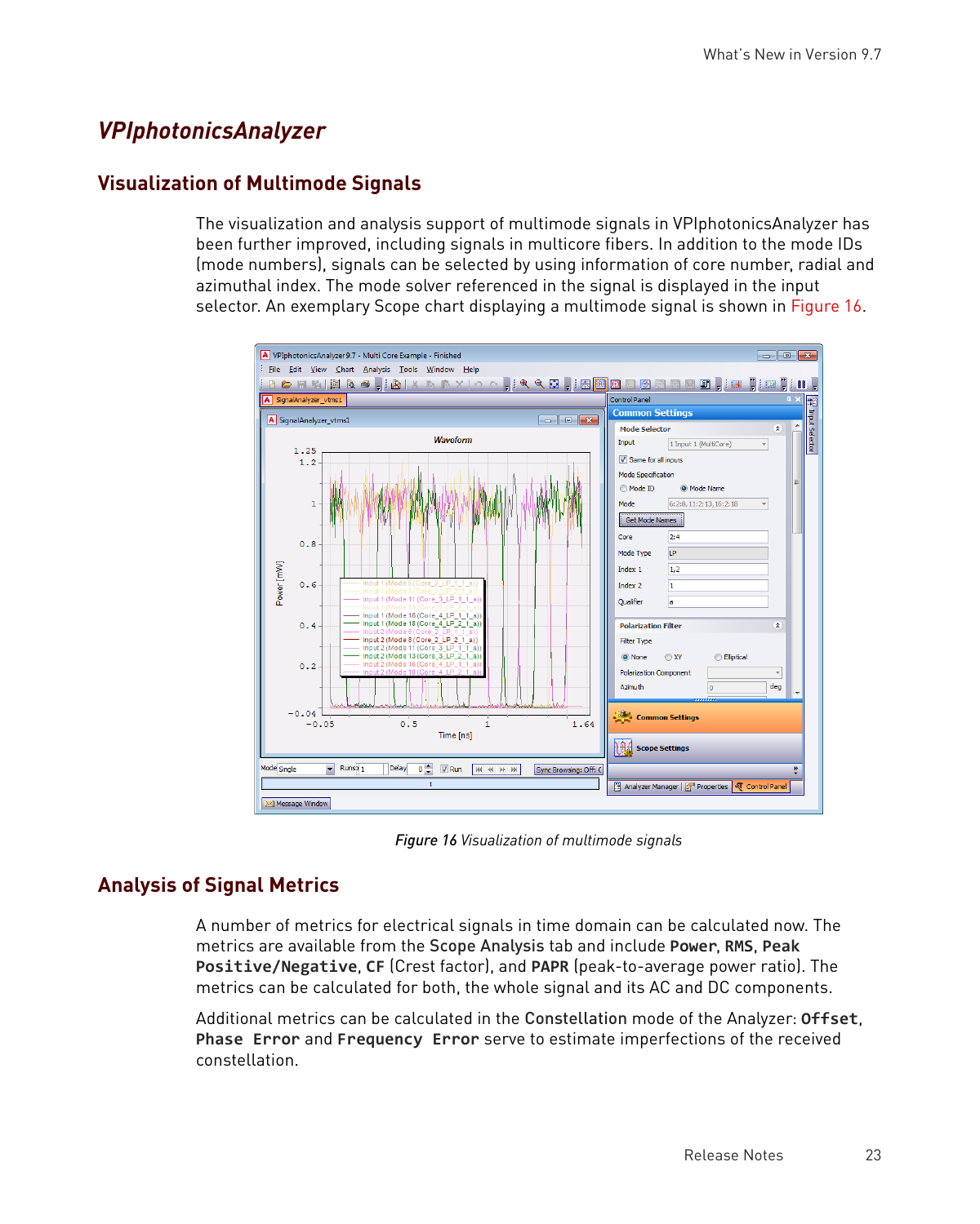# VPIphotonicsAnalyzer

## Visualization of Multimode Signals

The visualization and analysis support of multimode signals in VPIphotonicsAnalyzer has been further improved, including signals in multicore fibers. In addition to the mode IDs (mode numbers), signals can be selected by using information of core number, radial and azimuthal index. The mode solver referenced in the signal is displayed in the input selector. An exemplary Scope chart displaying a multimode signal is shown in Figure 16.

*Figure 16* *Visualization of multimode signals*

## Analysis of Signal Metrics

A number of metrics for electrical signals in time domain can be calculated now. The metrics are available from the **Scope Analysis** tab and include **Power**, **RMS**, **Peak Positive/Negative**, **CF** (Crest factor), and **PAPR** (peak-to-average power ratio). The metrics can be calculated for both, the whole signal and its AC and DC components.

Additional metrics can be calculated in the **Constellation** mode of the Analyzer: **Offset**, **Phase Error** and **Frequency Error** serve to estimate imperfections of the received constellation.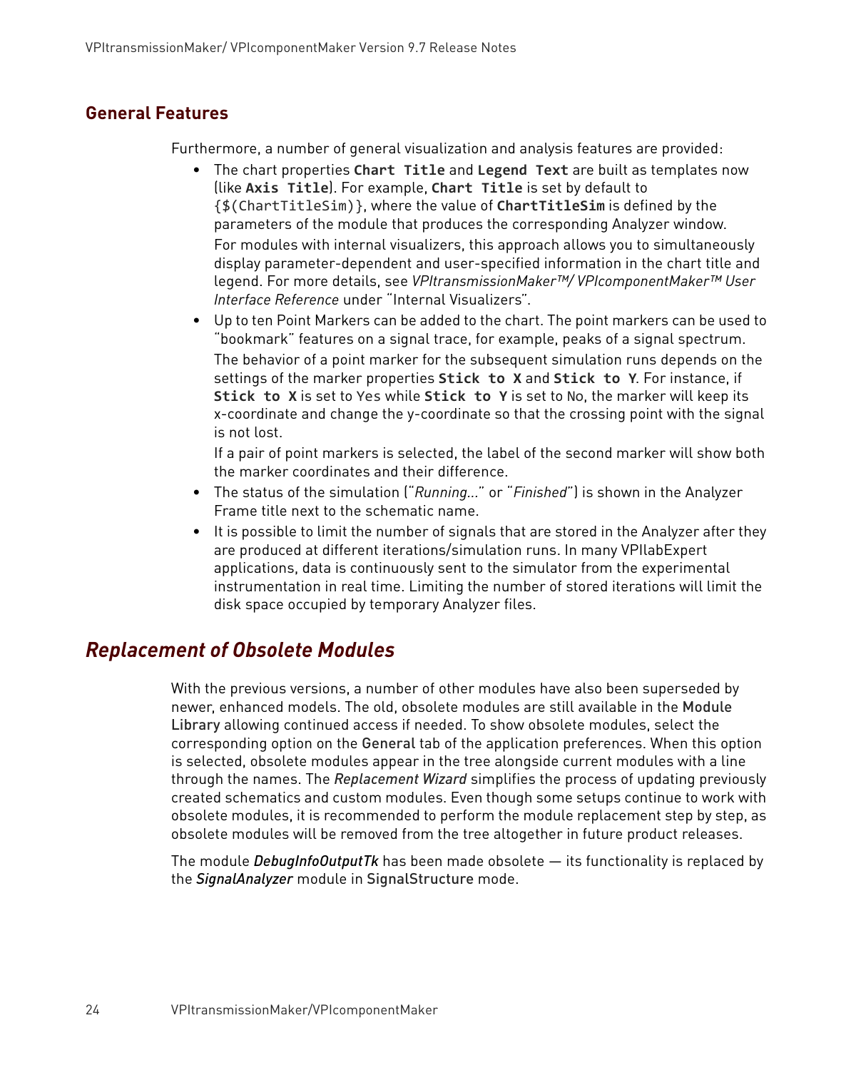### General Features

Furthermore, a number of general visualization and analysis features are provided:

- The chart properties **`Chart Title`** and **`Legend Text`** are built as templates now (like **`Axis Title`**). For example, **`Chart Title`** is set by default to `{$(ChartTitleSim)}`, where the value of **`ChartTitleSim`** is defined by the parameters of the module that produces the corresponding Analyzer window.

  For modules with internal visualizers, this approach allows you to simultaneously display parameter-dependent and user-specified information in the chart title and legend. For more details, see *VPItransmissionMaker™/ VPIcomponentMaker™ User Interface Reference* under "Internal Visualizers".
- Up to ten Point Markers can be added to the chart. The point markers can be used to "bookmark" features on a signal trace, for example, peaks of a signal spectrum.

  The behavior of a point marker for the subsequent simulation runs depends on the settings of the marker properties **`Stick to X`** and **`Stick to Y`**. For instance, if **`Stick to X`** is set to `Yes` while **`Stick to Y`** is set to `No`, the marker will keep its x-coordinate and change the y-coordinate so that the crossing point with the signal is not lost.

  If a pair of point markers is selected, the label of the second marker will show both the marker coordinates and their difference.
- The status of the simulation ("*Running...*" or "*Finished*") is shown in the Analyzer Frame title next to the schematic name.
- It is possible to limit the number of signals that are stored in the Analyzer after they are produced at different iterations/simulation runs. In many VPIlabExpert applications, data is continuously sent to the simulator from the experimental instrumentation in real time. Limiting the number of stored iterations will limit the disk space occupied by temporary Analyzer files.

## *Replacement of Obsolete Modules*

With the previous versions, a number of other modules have also been superseded by newer, enhanced models. The old, obsolete modules are still available in the Module Library allowing continued access if needed. To show obsolete modules, select the corresponding option on the General tab of the application preferences. When this option is selected, obsolete modules appear in the tree alongside current modules with a line through the names. The *Replacement Wizard* simplifies the process of updating previously created schematics and custom modules. Even though some setups continue to work with obsolete modules, it is recommended to perform the module replacement step by step, as obsolete modules will be removed from the tree altogether in future product releases.

The module *DebugInfoOutputTk* has been made obsolete — its functionality is replaced by the *SignalAnalyzer* module in SignalStructure mode.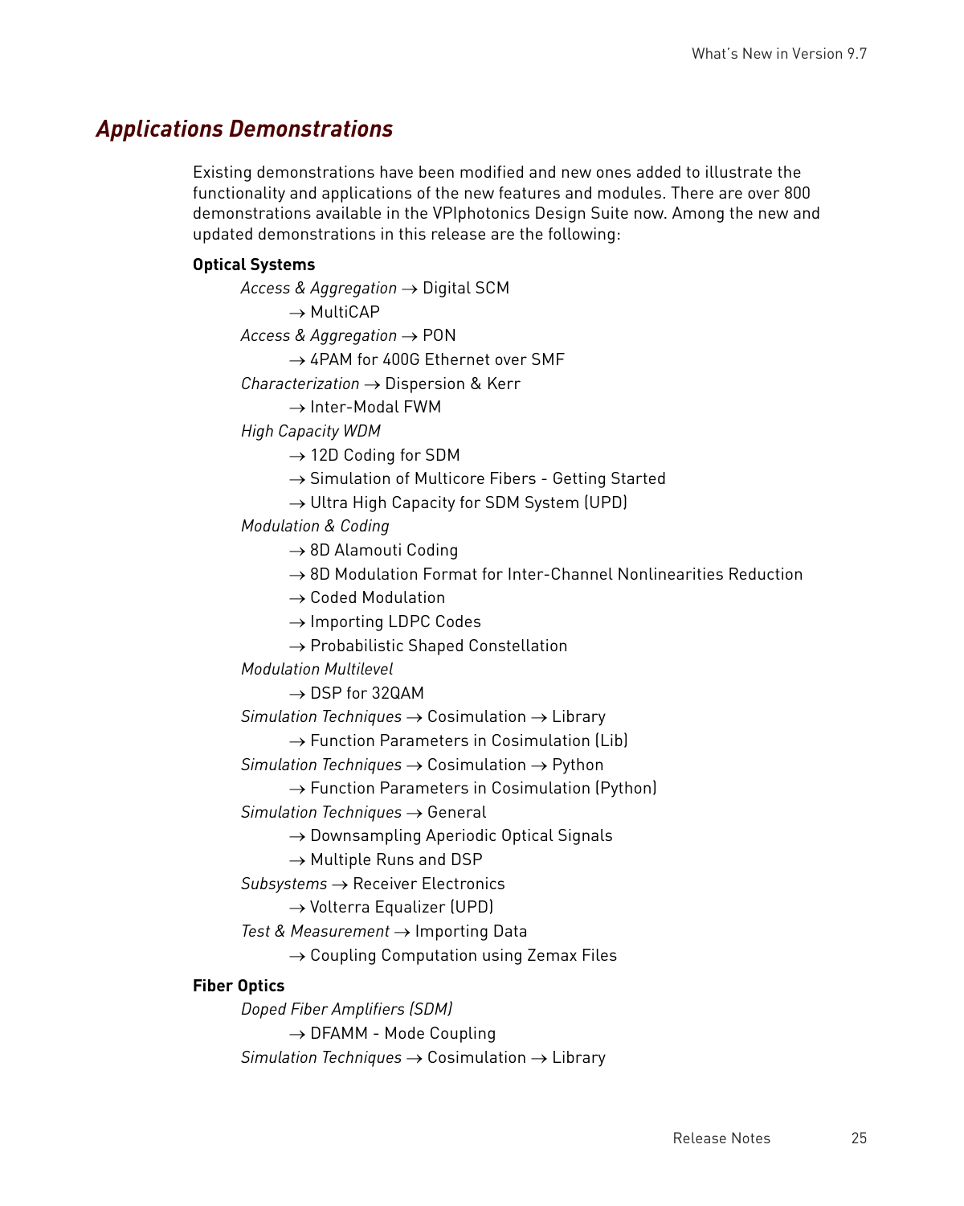## Applications Demonstrations

Existing demonstrations have been modified and new ones added to illustrate the functionality and applications of the new features and modules. There are over 800 demonstrations available in the VPIphotonics Design Suite now. Among the new and updated demonstrations in this release are the following:

**Optical Systems**

*Access & Aggregation* → Digital SCM

→ MultiCAP

*Access & Aggregation* → PON

→ 4PAM for 400G Ethernet over SMF

*Characterization* → Dispersion & Kerr

→ Inter-Modal FWM

*High Capacity WDM*

→ 12D Coding for SDM

→ Simulation of Multicore Fibers - Getting Started

→ Ultra High Capacity for SDM System (UPD)

*Modulation & Coding*

→ 8D Alamouti Coding

→ 8D Modulation Format for Inter-Channel Nonlinearities Reduction

→ Coded Modulation

→ Importing LDPC Codes

→ Probabilistic Shaped Constellation

*Modulation Multilevel*

→ DSP for 32QAM

*Simulation Techniques* → Cosimulation → Library

→ Function Parameters in Cosimulation (Lib)

*Simulation Techniques* → Cosimulation → Python

→ Function Parameters in Cosimulation (Python)

*Simulation Techniques* → General

→ Downsampling Aperiodic Optical Signals

→ Multiple Runs and DSP

*Subsystems* → Receiver Electronics

→ Volterra Equalizer (UPD)

*Test & Measurement* → Importing Data

→ Coupling Computation using Zemax Files

**Fiber Optics**

*Doped Fiber Amplifiers (SDM)*

→ DFAMM - Mode Coupling

*Simulation Techniques* → Cosimulation → Library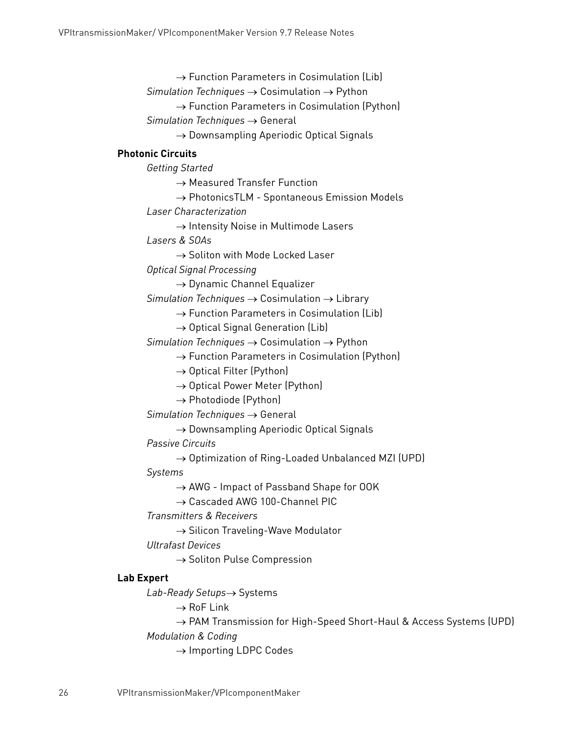→ Function Parameters in Cosimulation (Lib)

*Simulation Techniques* → Cosimulation → Python

→ Function Parameters in Cosimulation (Python)

*Simulation Techniques* → General

→ Downsampling Aperiodic Optical Signals

**Photonic Circuits**

*Getting Started*

→ Measured Transfer Function

→ PhotonicsTLM - Spontaneous Emission Models

*Laser Characterization*

→ Intensity Noise in Multimode Lasers

*Lasers & SOAs*

→ Soliton with Mode Locked Laser

*Optical Signal Processing*

→ Dynamic Channel Equalizer

*Simulation Techniques* → Cosimulation → Library

→ Function Parameters in Cosimulation (Lib)

→ Optical Signal Generation (Lib)

*Simulation Techniques* → Cosimulation → Python

→ Function Parameters in Cosimulation (Python)

→ Optical Filter (Python)

→ Optical Power Meter (Python)

→ Photodiode (Python)

*Simulation Techniques* → General

→ Downsampling Aperiodic Optical Signals

*Passive Circuits*

→ Optimization of Ring-Loaded Unbalanced MZI (UPD)

*Systems*

→ AWG - Impact of Passband Shape for OOK

→ Cascaded AWG 100-Channel PIC

*Transmitters & Receivers*

→ Silicon Traveling-Wave Modulator

*Ultrafast Devices*

→ Soliton Pulse Compression

**Lab Expert**

*Lab-Ready Setups*→ Systems

→ RoF Link

→ PAM Transmission for High-Speed Short-Haul & Access Systems (UPD)

*Modulation & Coding*

→ Importing LDPC Codes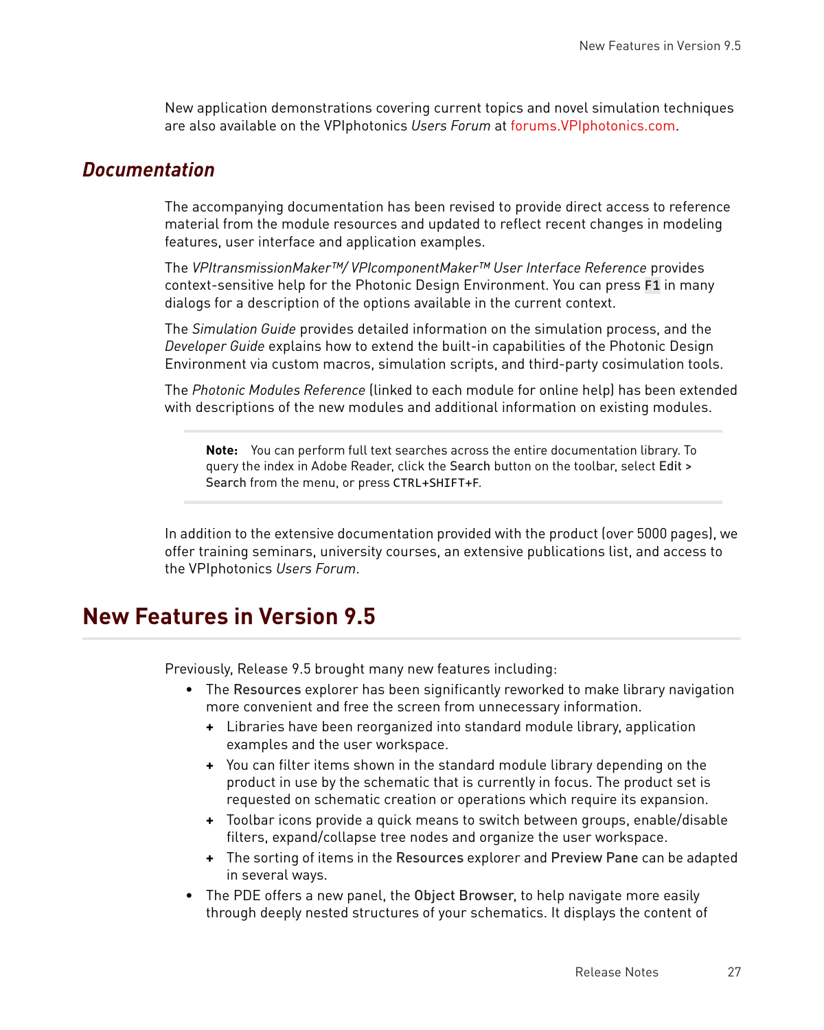New application demonstrations covering current topics and novel simulation techniques are also available on the VPIphotonics *Users Forum* at forums.VPIphotonics.com.

## *Documentation*

The accompanying documentation has been revised to provide direct access to reference material from the module resources and updated to reflect recent changes in modeling features, user interface and application examples.

The *VPItransmissionMaker™/ VPIcomponentMaker™ User Interface Reference* provides context-sensitive help for the Photonic Design Environment. You can press F1 in many dialogs for a description of the options available in the current context.

The *Simulation Guide* provides detailed information on the simulation process, and the *Developer Guide* explains how to extend the built-in capabilities of the Photonic Design Environment via custom macros, simulation scripts, and third-party cosimulation tools.

The *Photonic Modules Reference* (linked to each module for online help) has been extended with descriptions of the new modules and additional information on existing modules.

> **Note:** You can perform full text searches across the entire documentation library. To query the index in Adobe Reader, click the Search button on the toolbar, select Edit > Search from the menu, or press CTRL+SHIFT+F.

In addition to the extensive documentation provided with the product (over 5000 pages), we offer training seminars, university courses, an extensive publications list, and access to the VPIphotonics *Users Forum*.

# New Features in Version 9.5

Previously, Release 9.5 brought many new features including:

- The Resources explorer has been significantly reworked to make library navigation more convenient and free the screen from unnecessary information.
  - Libraries have been reorganized into standard module library, application examples and the user workspace.
  - You can filter items shown in the standard module library depending on the product in use by the schematic that is currently in focus. The product set is requested on schematic creation or operations which require its expansion.
  - Toolbar icons provide a quick means to switch between groups, enable/disable filters, expand/collapse tree nodes and organize the user workspace.
  - The sorting of items in the Resources explorer and Preview Pane can be adapted in several ways.
- The PDE offers a new panel, the Object Browser, to help navigate more easily through deeply nested structures of your schematics. It displays the content of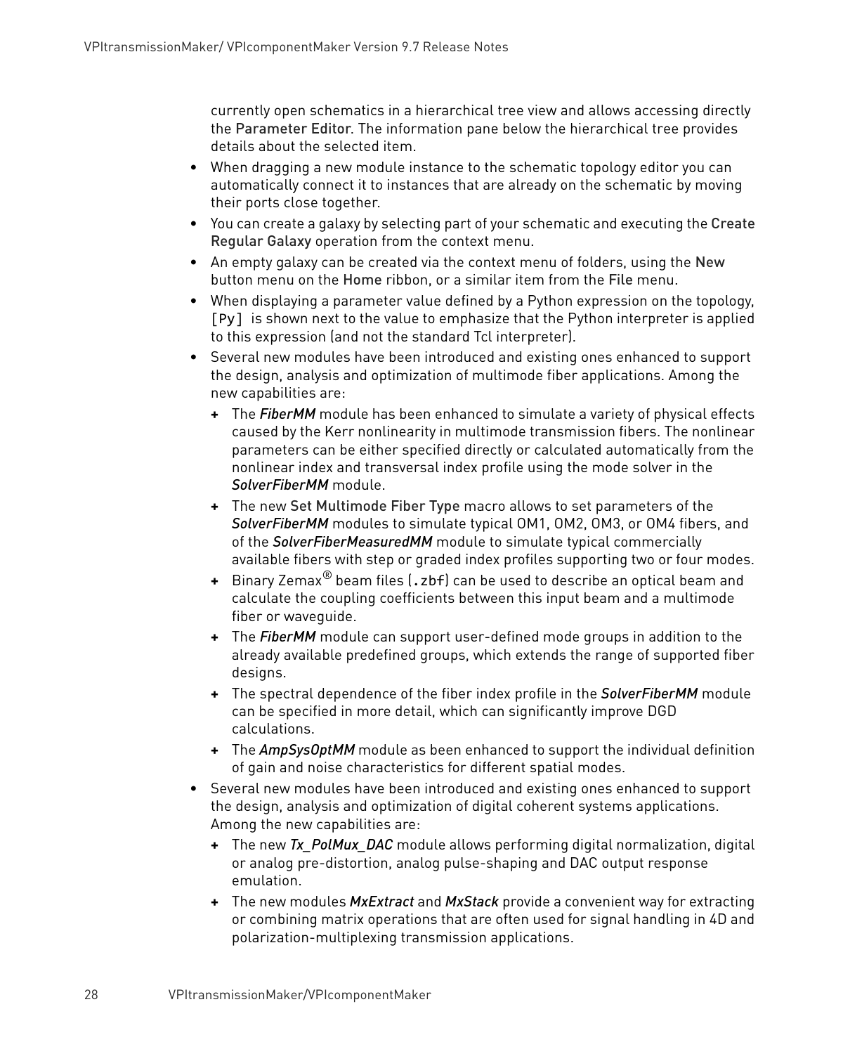currently open schematics in a hierarchical tree view and allows accessing directly the Parameter Editor. The information pane below the hierarchical tree provides details about the selected item.

- When dragging a new module instance to the schematic topology editor you can automatically connect it to instances that are already on the schematic by moving their ports close together.
- You can create a galaxy by selecting part of your schematic and executing the Create Regular Galaxy operation from the context menu.
- An empty galaxy can be created via the context menu of folders, using the New button menu on the Home ribbon, or a similar item from the File menu.
- When displaying a parameter value defined by a Python expression on the topology, `[Py]` is shown next to the value to emphasize that the Python interpreter is applied to this expression (and not the standard Tcl interpreter).
- Several new modules have been introduced and existing ones enhanced to support the design, analysis and optimization of multimode fiber applications. Among the new capabilities are:
  + The *FiberMM* module has been enhanced to simulate a variety of physical effects caused by the Kerr nonlinearity in multimode transmission fibers. The nonlinear parameters can be either specified directly or calculated automatically from the nonlinear index and transversal index profile using the mode solver in the *SolverFiberMM* module.
  + The new Set Multimode Fiber Type macro allows to set parameters of the *SolverFiberMM* modules to simulate typical OM1, OM2, OM3, or OM4 fibers, and of the *SolverFiberMeasuredMM* module to simulate typical commercially available fibers with step or graded index profiles supporting two or four modes.
  + Binary Zemax® beam files (`.zbf`) can be used to describe an optical beam and calculate the coupling coefficients between this input beam and a multimode fiber or waveguide.
  + The *FiberMM* module can support user-defined mode groups in addition to the already available predefined groups, which extends the range of supported fiber designs.
  + The spectral dependence of the fiber index profile in the *SolverFiberMM* module can be specified in more detail, which can significantly improve DGD calculations.
  + The *AmpSysOptMM* module as been enhanced to support the individual definition of gain and noise characteristics for different spatial modes.
- Several new modules have been introduced and existing ones enhanced to support the design, analysis and optimization of digital coherent systems applications. Among the new capabilities are:
  + The new *Tx_PolMux_DAC* module allows performing digital normalization, digital or analog pre-distortion, analog pulse-shaping and DAC output response emulation.
  + The new modules *MxExtract* and *MxStack* provide a convenient way for extracting or combining matrix operations that are often used for signal handling in 4D and polarization-multiplexing transmission applications.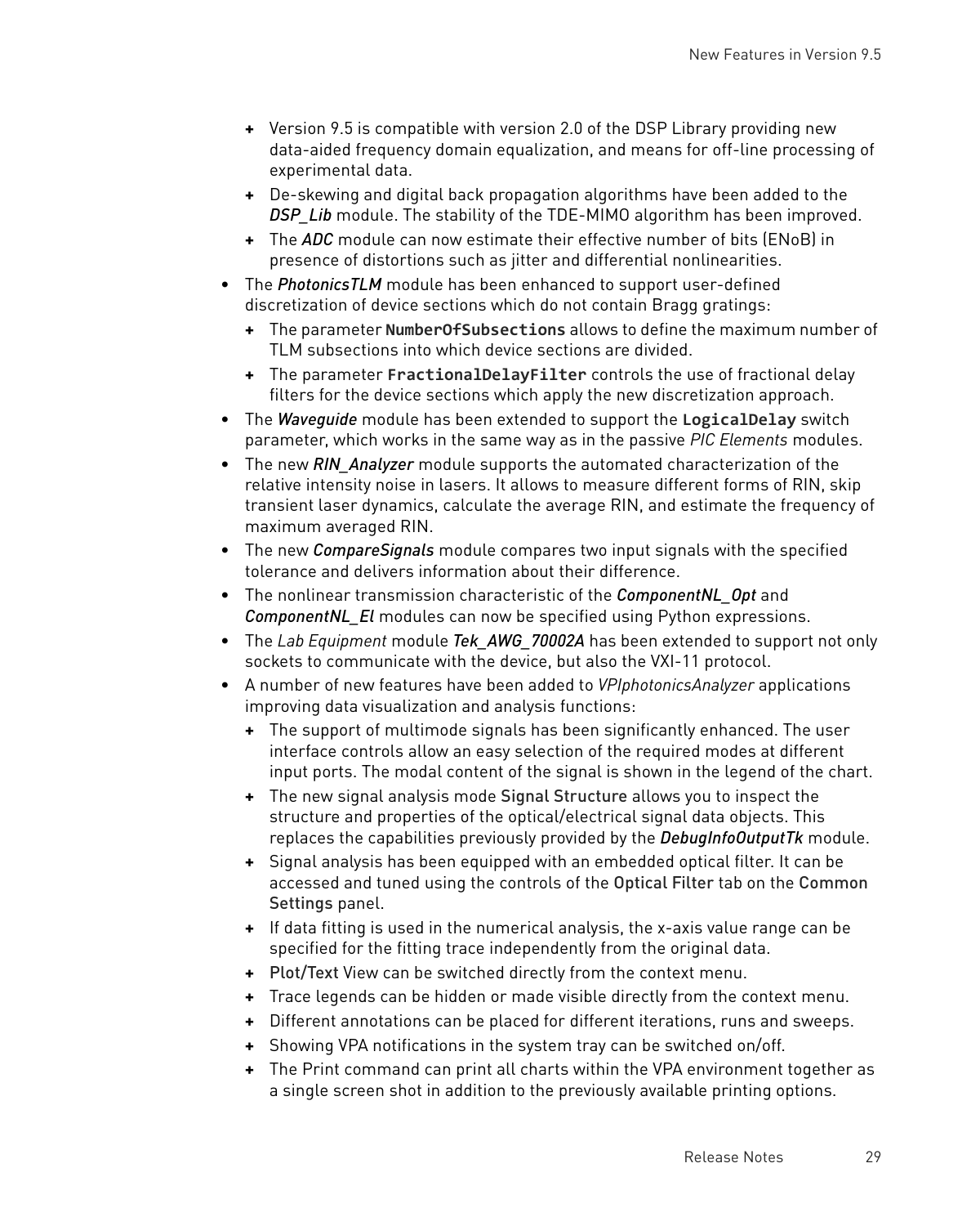- Version 9.5 is compatible with version 2.0 of the DSP Library providing new data-aided frequency domain equalization, and means for off-line processing of experimental data.
    - De-skewing and digital back propagation algorithms have been added to the *DSP_Lib* module. The stability of the TDE-MIMO algorithm has been improved.
    - The *ADC* module can now estimate their effective number of bits (ENoB) in presence of distortions such as jitter and differential nonlinearities.
- The *PhotonicsTLM* module has been enhanced to support user-defined discretization of device sections which do not contain Bragg gratings:
    - The parameter **`NumberOfSubsections`** allows to define the maximum number of TLM subsections into which device sections are divided.
    - The parameter **`FractionalDelayFilter`** controls the use of fractional delay filters for the device sections which apply the new discretization approach.
- The *Waveguide* module has been extended to support the **`LogicalDelay`** switch parameter, which works in the same way as in the passive *PIC Elements* modules.
- The new *RIN_Analyzer* module supports the automated characterization of the relative intensity noise in lasers. It allows to measure different forms of RIN, skip transient laser dynamics, calculate the average RIN, and estimate the frequency of maximum averaged RIN.
- The new *CompareSignals* module compares two input signals with the specified tolerance and delivers information about their difference.
- The nonlinear transmission characteristic of the *ComponentNL_Opt* and *ComponentNL_El* modules can now be specified using Python expressions.
- The *Lab Equipment* module *Tek_AWG_70002A* has been extended to support not only sockets to communicate with the device, but also the VXI-11 protocol.
- A number of new features have been added to *VPIphotonicsAnalyzer* applications improving data visualization and analysis functions:
    - The support of multimode signals has been significantly enhanced. The user interface controls allow an easy selection of the required modes at different input ports. The modal content of the signal is shown in the legend of the chart.
    - The new signal analysis mode Signal Structure allows you to inspect the structure and properties of the optical/electrical signal data objects. This replaces the capabilities previously provided by the *DebugInfoOutputTk* module.
    - Signal analysis has been equipped with an embedded optical filter. It can be accessed and tuned using the controls of the Optical Filter tab on the Common Settings panel.
    - If data fitting is used in the numerical analysis, the x-axis value range can be specified for the fitting trace independently from the original data.
    - Plot/Text View can be switched directly from the context menu.
    - Trace legends can be hidden or made visible directly from the context menu.
    - Different annotations can be placed for different iterations, runs and sweeps.
    - Showing VPA notifications in the system tray can be switched on/off.
    - The Print command can print all charts within the VPA environment together as a single screen shot in addition to the previously available printing options.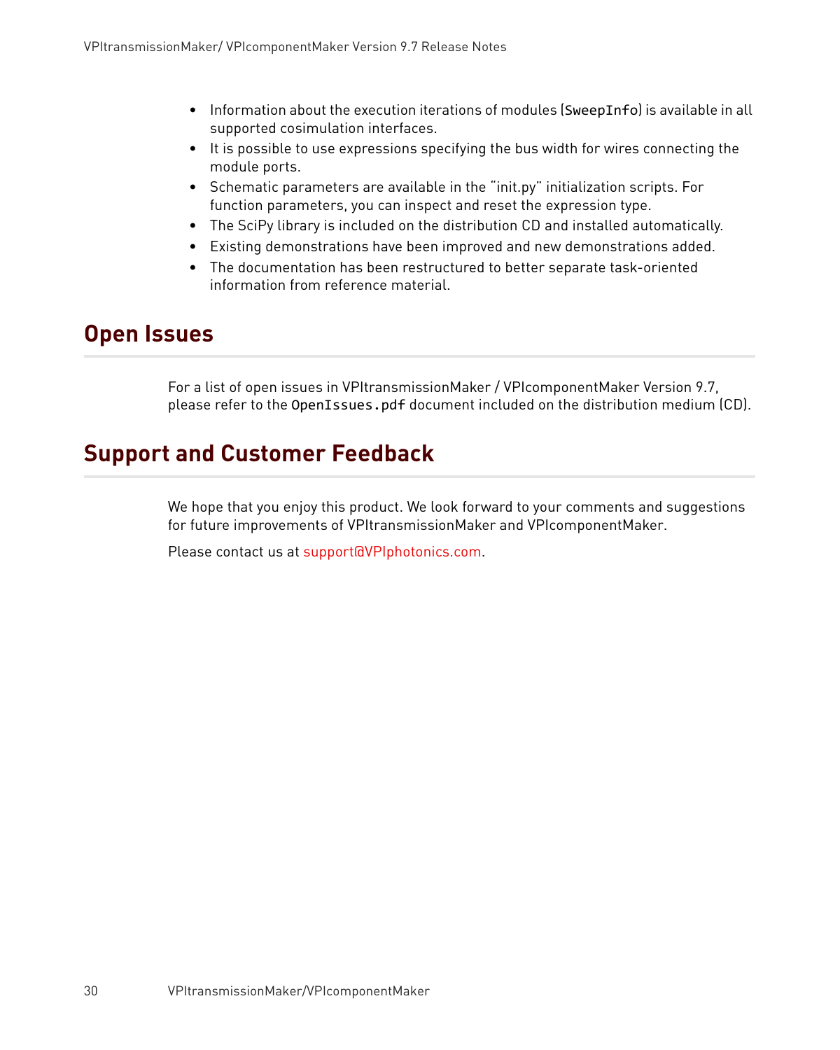- Information about the execution iterations of modules (`SweepInfo`) is available in all supported cosimulation interfaces.
- It is possible to use expressions specifying the bus width for wires connecting the module ports.
- Schematic parameters are available in the "init.py" initialization scripts. For function parameters, you can inspect and reset the expression type.
- The SciPy library is included on the distribution CD and installed automatically.
- Existing demonstrations have been improved and new demonstrations added.
- The documentation has been restructured to better separate task-oriented information from reference material.

# Open Issues

For a list of open issues in VPItransmissionMaker / VPIcomponentMaker Version 9.7, please refer to the `OpenIssues.pdf` document included on the distribution medium (CD).

# Support and Customer Feedback

We hope that you enjoy this product. We look forward to your comments and suggestions for future improvements of VPItransmissionMaker and VPIcomponentMaker.

Please contact us at support@VPIphotonics.com.